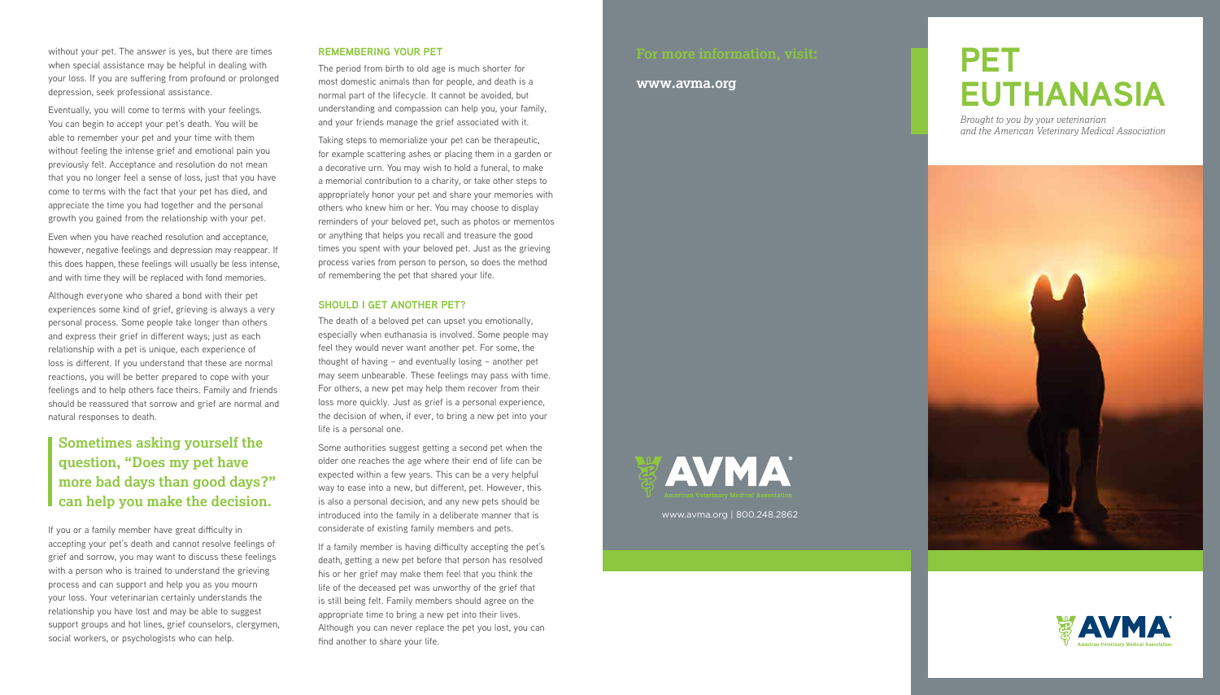without your pet. The answer is yes, but there are times when special assistance may be helpful in dealing with your loss. If you are suffering from profound or prolonged depression, seek professional assistance.

Eventually, you will come to terms with your feelings. You can begin to accept your pet's death. You will be able to remember your pet and your time with them without feeling the intense grief and emotional pain you previously felt. Acceptance and resolution do not mean that you no longer feel a sense of loss, just that you have come to terms with the fact that your pet has died, and appreciate the time you had together and the personal growth you gained from the relationship with your pet.

Even when you have reached resolution and acceptance, however, negative feelings and depression may reappear. If this does happen, these feelings will usually be less intense, and with time they will be replaced with fond memories.

Although everyone who shared a bond with their pet experiences some kind of grief, grieving is always a very personal process. Some people take longer than others and express their grief in different ways; just as each relationship with a pet is unique, each experience of loss is different. If you understand that these are normal reactions, you will be better prepared to cope with your feelings and to help others face theirs. Family and friends should be reassured that sorrow and grief are normal and natural responses to death.

> **Sometimes asking yourself the question, "Does my pet have more bad days than good days?" can help you make the decision.**

If you or a family member have great difficulty in accepting your pet's death and cannot resolve feelings of grief and sorrow, you may want to discuss these feelings with a person who is trained to understand the grieving process and can support and help you as you mourn your loss. Your veterinarian certainly understands the relationship you have lost and may be able to suggest support groups and hot lines, grief counselors, clergymen, social workers, or psychologists who can help.

## REMEMBERING YOUR PET

The period from birth to old age is much shorter for most domestic animals than for people, and death is a normal part of the lifecycle. It cannot be avoided, but understanding and compassion can help you, your family, and your friends manage the grief associated with it.

Taking steps to memorialize your pet can be therapeutic, for example scattering ashes or placing them in a garden or a decorative urn. You may wish to hold a funeral, to make a memorial contribution to a charity, or take other steps to appropriately honor your pet and share your memories with others who knew him or her. You may choose to display reminders of your beloved pet, such as photos or mementos or anything that helps you recall and treasure the good times you spent with your beloved pet. Just as the grieving process varies from person to person, so does the method of remembering the pet that shared your life.

## SHOULD I GET ANOTHER PET?

The death of a beloved pet can upset you emotionally, especially when euthanasia is involved. Some people may feel they would never want another pet. For some, the thought of having – and eventually losing – another pet may seem unbearable. These feelings may pass with time. For others, a new pet may help them recover from their loss more quickly. Just as grief is a personal experience, the decision of when, if ever, to bring a new pet into your life is a personal one.

Some authorities suggest getting a second pet when the older one reaches the age where their end of life can be expected within a few years. This can be a very helpful way to ease into a new, but different, pet. However, this is also a personal decision, and any new pets should be introduced into the family in a deliberate manner that is considerate of existing family members and pets.

If a family member is having difficulty accepting the pet's death, getting a new pet before that person has resolved his or her grief may make them feel that you think the life of the deceased pet was unworthy of the grief that is still being felt. Family members should agree on the appropriate time to bring a new pet into their lives. Although you can never replace the pet you lost, you can find another to share your life.

For more information, visit:

**www.avma.org**

AVMA
American Veterinary Medical Association

www.avma.org | 800.248.2862

# PET EUTHANASIA

*Brought to you by your veterinarian and the American Veterinary Medical Association*

AVMA
American Veterinary Medical Association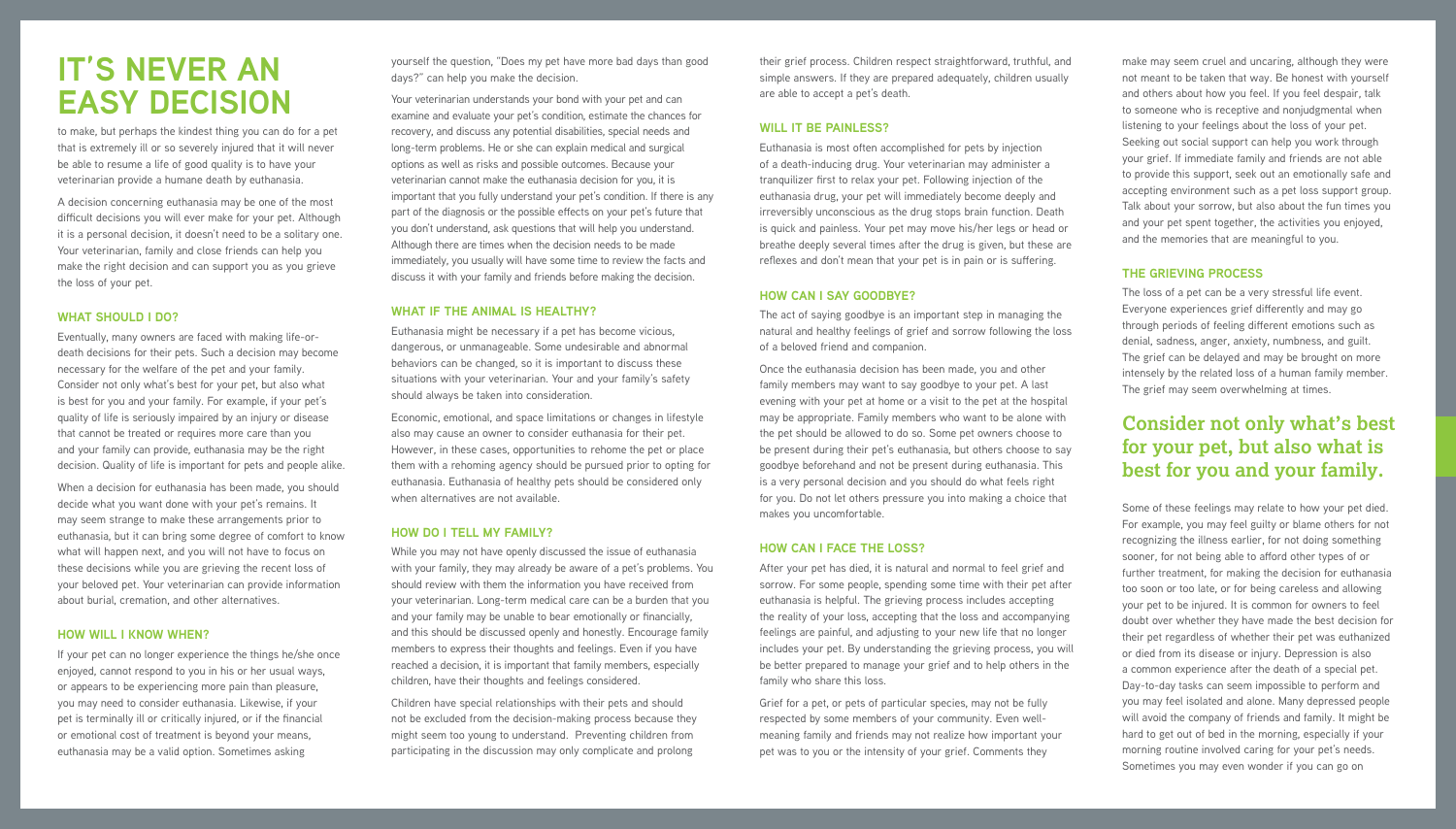# IT'S NEVER AN EASY DECISION

to make, but perhaps the kindest thing you can do for a pet that is extremely ill or so severely injured that it will never be able to resume a life of good quality is to have your veterinarian provide a humane death by euthanasia.

A decision concerning euthanasia may be one of the most difficult decisions you will ever make for your pet. Although it is a personal decision, it doesn't need to be a solitary one. Your veterinarian, family and close friends can help you make the right decision and can support you as you grieve the loss of your pet.

### WHAT SHOULD I DO?

Eventually, many owners are faced with making life-or-death decisions for their pets. Such a decision may become necessary for the welfare of the pet and your family. Consider not only what's best for your pet, but also what is best for you and your family. For example, if your pet's quality of life is seriously impaired by an injury or disease that cannot be treated or requires more care than you and your family can provide, euthanasia may be the right decision. Quality of life is important for pets and people alike.

When a decision for euthanasia has been made, you should decide what you want done with your pet's remains. It may seem strange to make these arrangements prior to euthanasia, but it can bring some degree of comfort to know what will happen next, and you will not have to focus on these decisions while you are grieving the recent loss of your beloved pet. Your veterinarian can provide information about burial, cremation, and other alternatives.

### HOW WILL I KNOW WHEN?

If your pet can no longer experience the things he/she once enjoyed, cannot respond to you in his or her usual ways, or appears to be experiencing more pain than pleasure, you may need to consider euthanasia. Likewise, if your pet is terminally ill or critically injured, or if the financial or emotional cost of treatment is beyond your means, euthanasia may be a valid option. Sometimes asking yourself the question, "Does my pet have more bad days than good days?" can help you make the decision.

Your veterinarian understands your bond with your pet and can examine and evaluate your pet's condition, estimate the chances for recovery, and discuss any potential disabilities, special needs and long-term problems. He or she can explain medical and surgical options as well as risks and possible outcomes. Because your veterinarian cannot make the euthanasia decision for you, it is important that you fully understand your pet's condition. If there is any part of the diagnosis or the possible effects on your pet's future that you don't understand, ask questions that will help you understand. Although there are times when the decision needs to be made immediately, you usually will have some time to review the facts and discuss it with your family and friends before making the decision.

### WHAT IF THE ANIMAL IS HEALTHY?

Euthanasia might be necessary if a pet has become vicious, dangerous, or unmanageable. Some undesirable and abnormal behaviors can be changed, so it is important to discuss these situations with your veterinarian. Your and your family's safety should always be taken into consideration.

Economic, emotional, and space limitations or changes in lifestyle also may cause an owner to consider euthanasia for their pet. However, in these cases, opportunities to rehome the pet or place them with a rehoming agency should be pursued prior to opting for euthanasia. Euthanasia of healthy pets should be considered only when alternatives are not available.

### HOW DO I TELL MY FAMILY?

While you may not have openly discussed the issue of euthanasia with your family, they may already be aware of a pet's problems. You should review with them the information you have received from your veterinarian. Long-term medical care can be a burden that you and your family may be unable to bear emotionally or financially, and this should be discussed openly and honestly. Encourage family members to express their thoughts and feelings. Even if you have reached a decision, it is important that family members, especially children, have their thoughts and feelings considered.

Children have special relationships with their pets and should not be excluded from the decision-making process because they might seem too young to understand. Preventing children from participating in the discussion may only complicate and prolong their grief process. Children respect straightforward, truthful, and simple answers. If they are prepared adequately, children usually are able to accept a pet's death.

### WILL IT BE PAINLESS?

Euthanasia is most often accomplished for pets by injection of a death-inducing drug. Your veterinarian may administer a tranquilizer first to relax your pet. Following injection of the euthanasia drug, your pet will immediately become deeply and irreversibly unconscious as the drug stops brain function. Death is quick and painless. Your pet may move his/her legs or head or breathe deeply several times after the drug is given, but these are reflexes and don't mean that your pet is in pain or is suffering.

### HOW CAN I SAY GOODBYE?

The act of saying goodbye is an important step in managing the natural and healthy feelings of grief and sorrow following the loss of a beloved friend and companion.

Once the euthanasia decision has been made, you and other family members may want to say goodbye to your pet. A last evening with your pet at home or a visit to the pet at the hospital may be appropriate. Family members who want to be alone with the pet should be allowed to do so. Some pet owners choose to be present during their pet's euthanasia, but others choose to say goodbye beforehand and not be present during euthanasia. This is a very personal decision and you should do what feels right for you. Do not let others pressure you into making a choice that makes you uncomfortable.

### HOW CAN I FACE THE LOSS?

After your pet has died, it is natural and normal to feel grief and sorrow. For some people, spending some time with their pet after euthanasia is helpful. The grieving process includes accepting the reality of your loss, accepting that the loss and accompanying feelings are painful, and adjusting to your new life that no longer includes your pet. By understanding the grieving process, you will be better prepared to manage your grief and to help others in the family who share this loss.

Grief for a pet, or pets of particular species, may not be fully respected by some members of your community. Even well-meaning family and friends may not realize how important your pet was to you or the intensity of your grief. Comments they make may seem cruel and uncaring, although they were not meant to be taken that way. Be honest with yourself and others about how you feel. If you feel despair, talk to someone who is receptive and nonjudgmental when listening to your feelings about the loss of your pet. Seeking out social support can help you work through your grief. If immediate family and friends are not able to provide this support, seek out an emotionally safe and accepting environment such as a pet loss support group. Talk about your sorrow, but also about the fun times you and your pet spent together, the activities you enjoyed, and the memories that are meaningful to you.

### THE GRIEVING PROCESS

The loss of a pet can be a very stressful life event. Everyone experiences grief differently and may go through periods of feeling different emotions such as denial, sadness, anger, anxiety, numbness, and guilt. The grief can be delayed and may be brought on more intensely by the related loss of a human family member. The grief may seem overwhelming at times.

## Consider not only what's best for your pet, but also what is best for you and your family.

Some of these feelings may relate to how your pet died. For example, you may feel guilty or blame others for not recognizing the illness earlier, for not doing something sooner, for not being able to afford other types of or further treatment, for making the decision for euthanasia too soon or too late, or for being careless and allowing your pet to be injured. It is common for owners to feel doubt over whether they have made the best decision for their pet regardless of whether their pet was euthanized or died from its disease or injury. Depression is also a common experience after the death of a special pet. Day-to-day tasks can seem impossible to perform and you may feel isolated and alone. Many depressed people will avoid the company of friends and family. It might be hard to get out of bed in the morning, especially if your morning routine involved caring for your pet's needs. Sometimes you may even wonder if you can go on